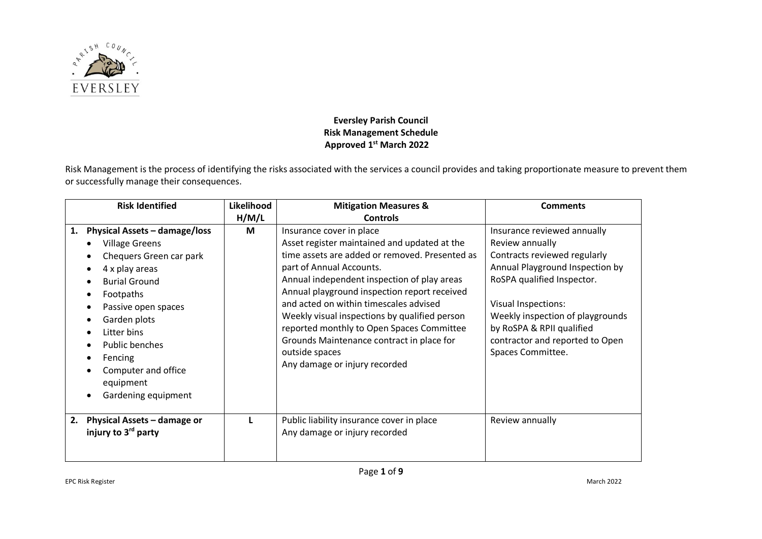**Eversley Parish Council**
**Risk Management Schedule**
**Approved 1st March 2022**

Risk Management is the process of identifying the risks associated with the services a council provides and taking proportionate measure to prevent them or successfully manage their consequences.

| Risk Identified | Likelihood H/M/L | Mitigation Measures & Controls | Comments |
|---|---|---|---|
| **1. Physical Assets – damage/loss**<br>• Village Greens<br>• Chequers Green car park<br>• 4 x play areas<br>• Burial Ground<br>• Footpaths<br>• Passive open spaces<br>• Garden plots<br>• Litter bins<br>• Public benches<br>• Fencing<br>• Computer and office equipment<br>• Gardening equipment | **M** | Insurance cover in place<br>Asset register maintained and updated at the time assets are added or removed. Presented as part of Annual Accounts.<br>Annual independent inspection of play areas<br>Annual playground inspection report received and acted on within timescales advised<br>Weekly visual inspections by qualified person reported monthly to Open Spaces Committee<br>Grounds Maintenance contract in place for outside spaces<br>Any damage or injury recorded | Insurance reviewed annually<br>Review annually<br>Contracts reviewed regularly<br>Annual Playground Inspection by RoSPA qualified Inspector.<br><br>Visual Inspections:<br>Weekly inspection of playgrounds by RoSPA & RPII qualified contractor and reported to Open Spaces Committee. |
| **2. Physical Assets – damage or injury to 3rd party** | **L** | Public liability insurance cover in place<br>Any damage or injury recorded | Review annually |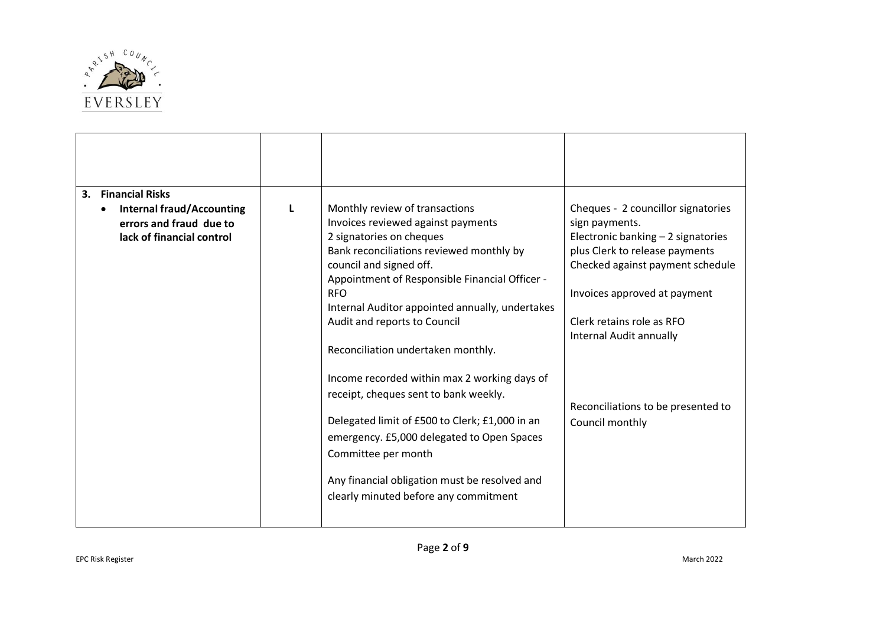| | | | |
|---|---|---|---|
| | | | |
| **3. Financial Risks**<br>• **Internal fraud/Accounting errors and fraud due to lack of financial control** | L | Monthly review of transactions<br>Invoices reviewed against payments<br>2 signatories on cheques<br>Bank reconciliations reviewed monthly by council and signed off.<br>Appointment of Responsible Financial Officer - RFO<br>Internal Auditor appointed annually, undertakes Audit and reports to Council<br><br>Reconciliation undertaken monthly.<br><br>Income recorded within max 2 working days of receipt, cheques sent to bank weekly.<br><br>Delegated limit of £500 to Clerk; £1,000 in an emergency. £5,000 delegated to Open Spaces Committee per month<br><br>Any financial obligation must be resolved and clearly minuted before any commitment | Cheques - 2 councillor signatories sign payments.<br>Electronic banking – 2 signatories plus Clerk to release payments<br>Checked against payment schedule<br><br>Invoices approved at payment<br><br>Clerk retains role as RFO<br>Internal Audit annually<br><br>Reconciliations to be presented to Council monthly |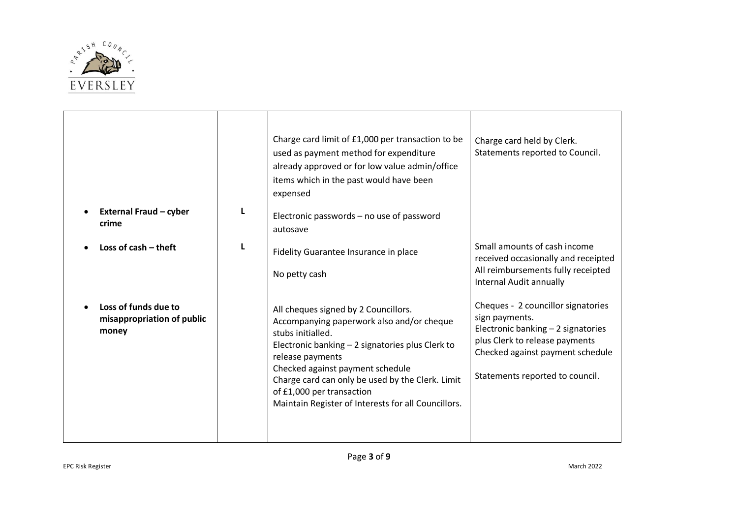| | | | |
|---|---|---|---|
| | | Charge card limit of £1,000 per transaction to be used as payment method for expenditure already approved or for low value admin/office items which in the past would have been expensed | Charge card held by Clerk. Statements reported to Council. |
| • **External Fraud – cyber crime** | L | Electronic passwords – no use of password autosave | |
| • **Loss of cash – theft** | L | Fidelity Guarantee Insurance in place<br><br>No petty cash | Small amounts of cash income received occasionally and receipted<br>All reimbursements fully receipted<br>Internal Audit annually |
| • **Loss of funds due to misappropriation of public money** | | All cheques signed by 2 Councillors.<br>Accompanying paperwork also and/or cheque stubs initialled.<br>Electronic banking – 2 signatories plus Clerk to release payments<br>Checked against payment schedule<br>Charge card can only be used by the Clerk. Limit of £1,000 per transaction<br>Maintain Register of Interests for all Councillors. | Cheques - 2 councillor signatories sign payments.<br>Electronic banking – 2 signatories plus Clerk to release payments<br>Checked against payment schedule<br><br>Statements reported to council. |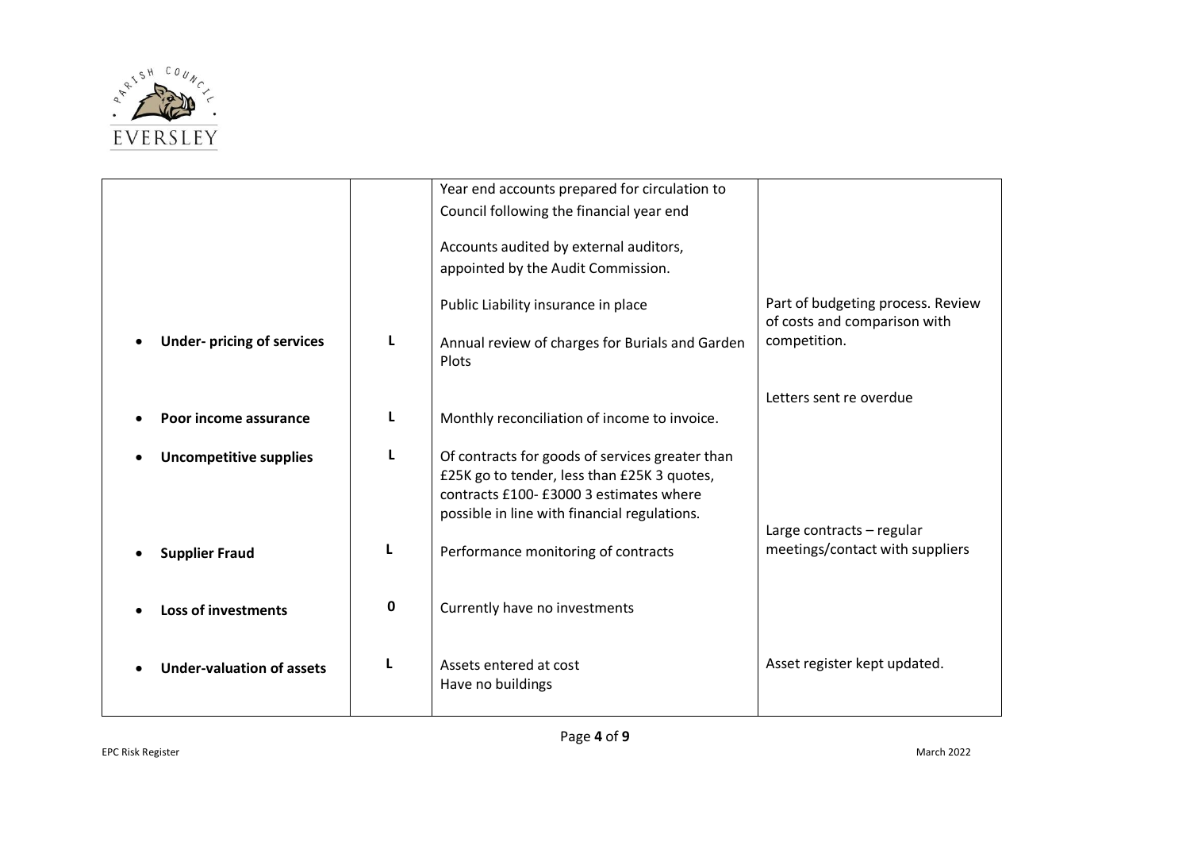| | | | |
|---|---|---|---|
| | | Year end accounts prepared for circulation to Council following the financial year end<br><br>Accounts audited by external auditors, appointed by the Audit Commission.<br><br>Public Liability insurance in place | |
| • **Under- pricing of services** | **L** | Annual review of charges for Burials and Garden Plots | Part of budgeting process. Review of costs and comparison with competition. |
| • **Poor income assurance** | **L** | Monthly reconciliation of income to invoice. | Letters sent re overdue |
| • **Uncompetitive supplies** | **L** | Of contracts for goods of services greater than £25K go to tender, less than £25K 3 quotes, contracts £100- £3000 3 estimates where possible in line with financial regulations. | |
| • **Supplier Fraud** | **L** | Performance monitoring of contracts | Large contracts – regular meetings/contact with suppliers |
| • **Loss of investments** | **0** | Currently have no investments | |
| • **Under-valuation of assets** | **L** | Assets entered at cost<br>Have no buildings | Asset register kept updated. |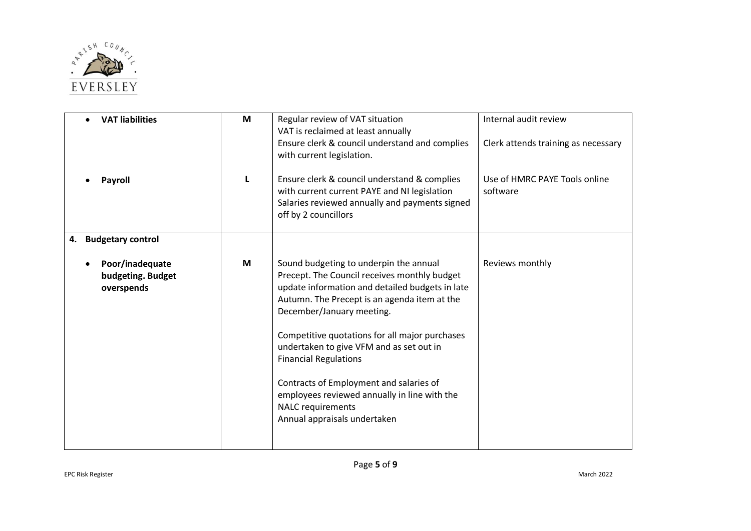| | | | |
|---|---|---|---|
| • **VAT liabilities** | **M** | Regular review of VAT situation<br>VAT is reclaimed at least annually<br>Ensure clerk & council understand and complies with current legislation. | Internal audit review<br><br>Clerk attends training as necessary |
| • **Payroll** | **L** | Ensure clerk & council understand & complies with current current PAYE and NI legislation<br>Salaries reviewed annually and payments signed off by 2 councillors | Use of HMRC PAYE Tools online software |
| **4. Budgetary control**<br><br>• **Poor/inadequate budgeting. Budget overspends** | **M** | Sound budgeting to underpin the annual Precept. The Council receives monthly budget update information and detailed budgets in late Autumn. The Precept is an agenda item at the December/January meeting.<br><br>Competitive quotations for all major purchases undertaken to give VFM and as set out in Financial Regulations<br><br>Contracts of Employment and salaries of employees reviewed annually in line with the NALC requirements<br>Annual appraisals undertaken | Reviews monthly |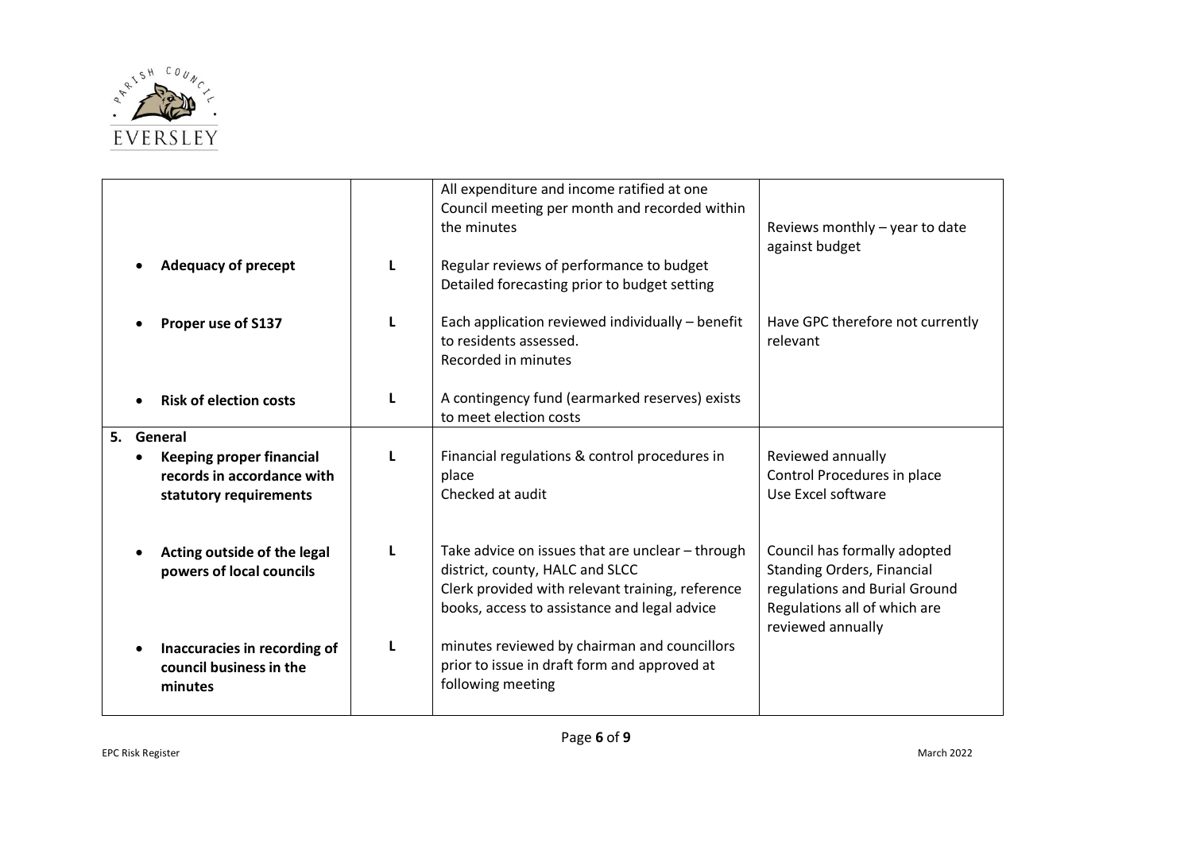| | | | |
|---|---|---|---|
| • **Adequacy of precept** | L | All expenditure and income ratified at one Council meeting per month and recorded within the minutes<br>Regular reviews of performance to budget<br>Detailed forecasting prior to budget setting | Reviews monthly – year to date against budget |
| • **Proper use of S137** | L | Each application reviewed individually – benefit to residents assessed.<br>Recorded in minutes | Have GPC therefore not currently relevant |
| • **Risk of election costs** | L | A contingency fund (earmarked reserves) exists to meet election costs | |
| **5. General**<br>• **Keeping proper financial records in accordance with statutory requirements** | L | Financial regulations & control procedures in place<br>Checked at audit | Reviewed annually<br>Control Procedures in place<br>Use Excel software |
| • **Acting outside of the legal powers of local councils** | L | Take advice on issues that are unclear – through district, county, HALC and SLCC<br>Clerk provided with relevant training, reference books, access to assistance and legal advice | Council has formally adopted Standing Orders, Financial regulations and Burial Ground Regulations all of which are reviewed annually |
| • **Inaccuracies in recording of council business in the minutes** | L | minutes reviewed by chairman and councillors prior to issue in draft form and approved at following meeting | |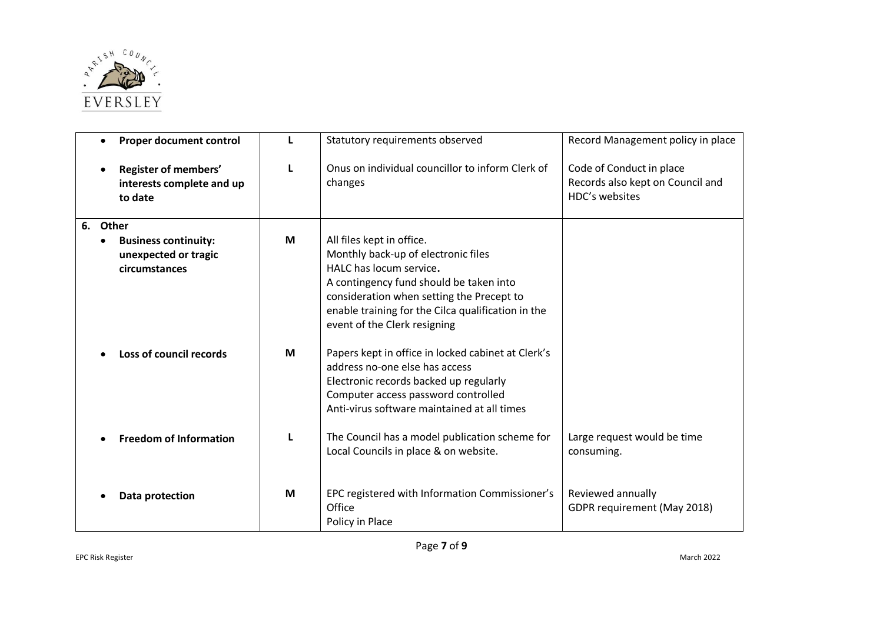| | | | |
|---|---|---|---|
| • **Proper document control** | L | Statutory requirements observed | Record Management policy in place |
| • **Register of members' interests complete and up to date** | L | Onus on individual councillor to inform Clerk of changes | Code of Conduct in place<br>Records also kept on Council and HDC's websites |
| **6. Other** | | | |
| • **Business continuity: unexpected or tragic circumstances** | M | All files kept in office.<br>Monthly back-up of electronic files<br>HALC has locum service.<br>A contingency fund should be taken into consideration when setting the Precept to enable training for the Cilca qualification in the event of the Clerk resigning | |
| • **Loss of council records** | M | Papers kept in office in locked cabinet at Clerk's address no-one else has access<br>Electronic records backed up regularly<br>Computer access password controlled<br>Anti-virus software maintained at all times | |
| • **Freedom of Information** | L | The Council has a model publication scheme for Local Councils in place & on website. | Large request would be time consuming. |
| • **Data protection** | M | EPC registered with Information Commissioner's Office<br>Policy in Place | Reviewed annually<br>GDPR requirement (May 2018) |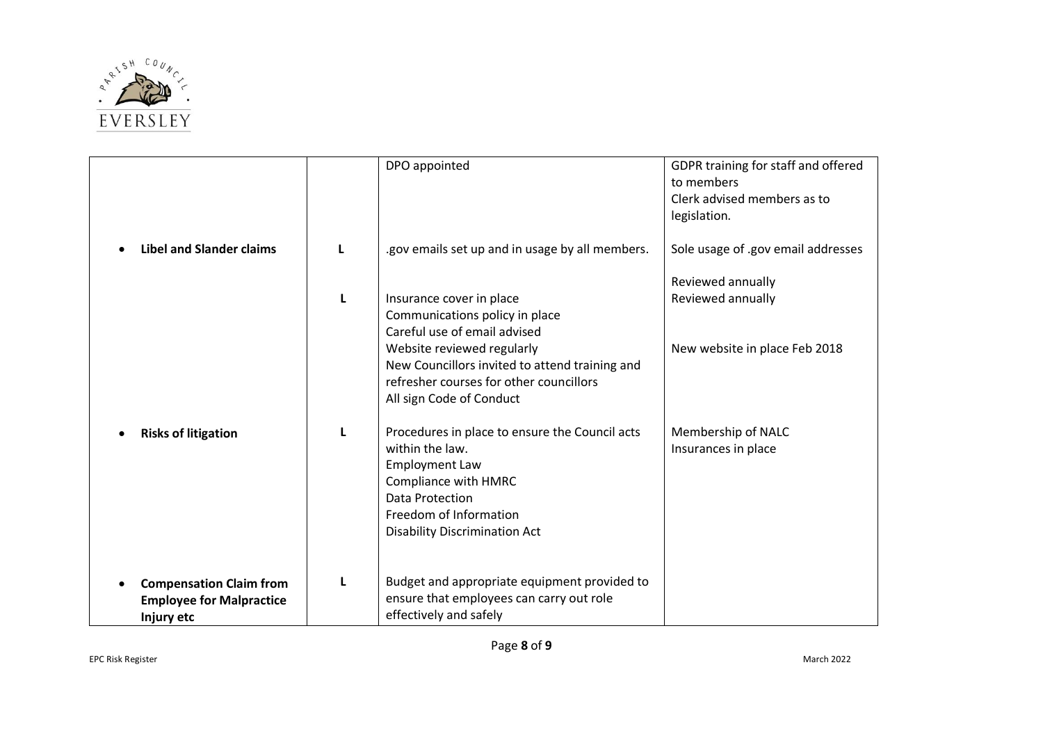| | | | |
|---|---|---|---|
| | | DPO appointed | GDPR training for staff and offered to members<br>Clerk advised members as to legislation. |
| • **Libel and Slander claims** | L | .gov emails set up and in usage by all members. | Sole usage of .gov email addresses<br><br>Reviewed annually |
| | L | Insurance cover in place<br>Communications policy in place<br>Careful use of email advised<br>Website reviewed regularly<br>New Councillors invited to attend training and refresher courses for other councillors<br>All sign Code of Conduct | Reviewed annually<br><br><br>New website in place Feb 2018 |
| • **Risks of litigation** | L | Procedures in place to ensure the Council acts within the law.<br>Employment Law<br>Compliance with HMRC<br>Data Protection<br>Freedom of Information<br>Disability Discrimination Act | Membership of NALC<br>Insurances in place |
| • **Compensation Claim from Employee for Malpractice Injury etc** | L | Budget and appropriate equipment provided to ensure that employees can carry out role effectively and safely | |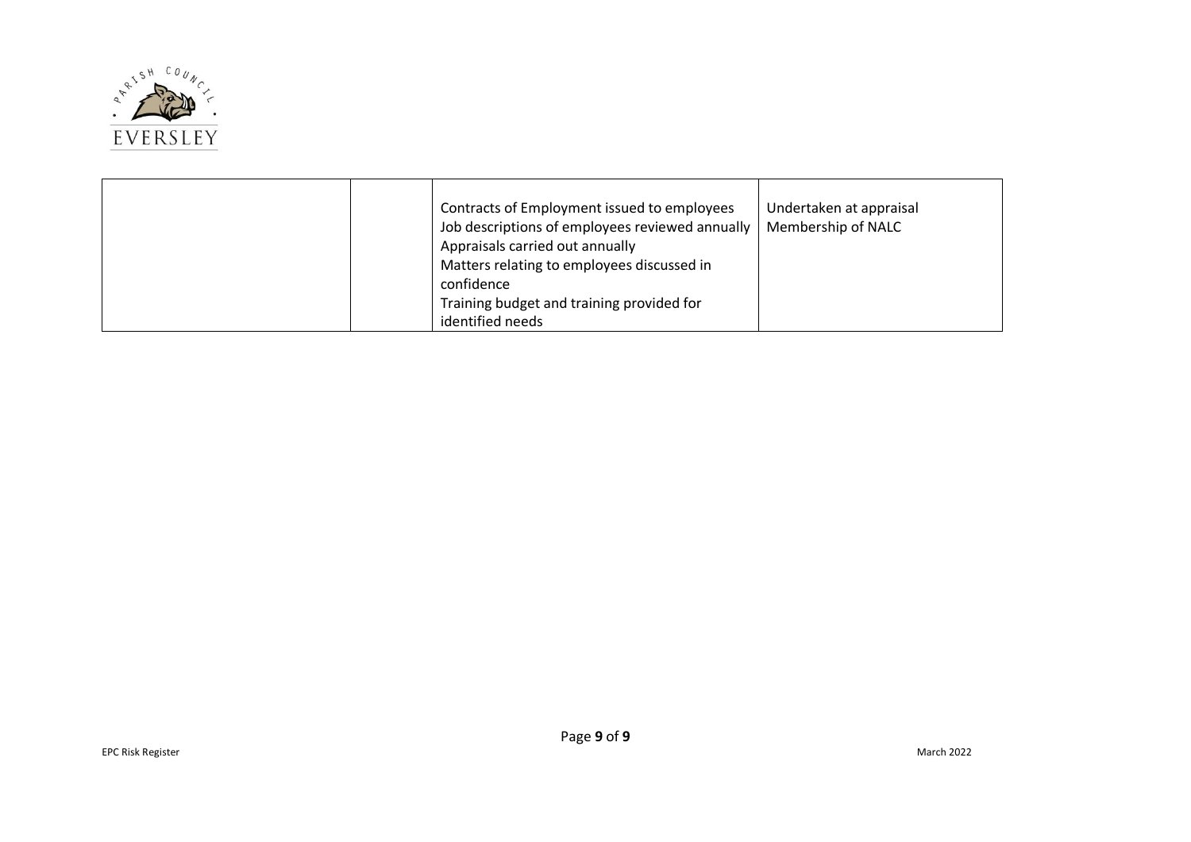| | | | |
|---|---|---|---|
| | | Contracts of Employment issued to employees<br>Job descriptions of employees reviewed annually<br>Appraisals carried out annually<br>Matters relating to employees discussed in confidence<br>Training budget and training provided for identified needs | Undertaken at appraisal<br>Membership of NALC |